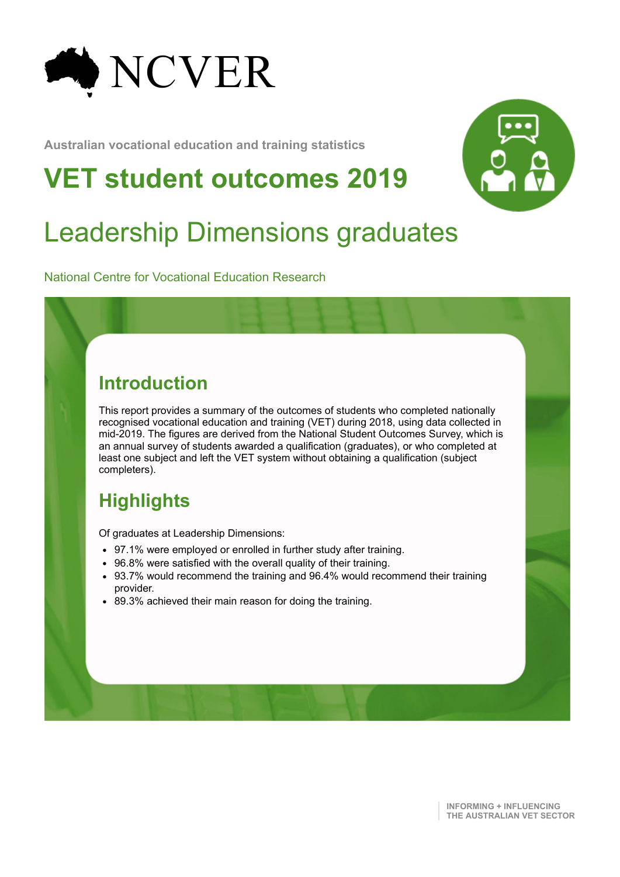NCVER

Australian vocational education and training statistics

# VET student outcomes 2019

## Leadership Dimensions graduates

National Centre for Vocational Education Research

## Introduction

This report provides a summary of the outcomes of students who completed nationally recognised vocational education and training (VET) during 2018, using data collected in mid-2019. The figures are derived from the National Student Outcomes Survey, which is an annual survey of students awarded a qualification (graduates), or who completed at least one subject and left the VET system without obtaining a qualification (subject completers).

## Highlights

Of graduates at Leadership Dimensions:

- 97.1% were employed or enrolled in further study after training.
- 96.8% were satisfied with the overall quality of their training.
- 93.7% would recommend the training and 96.4% would recommend their training provider.
- 89.3% achieved their main reason for doing the training.

INFORMING + INFLUENCING THE AUSTRALIAN VET SECTOR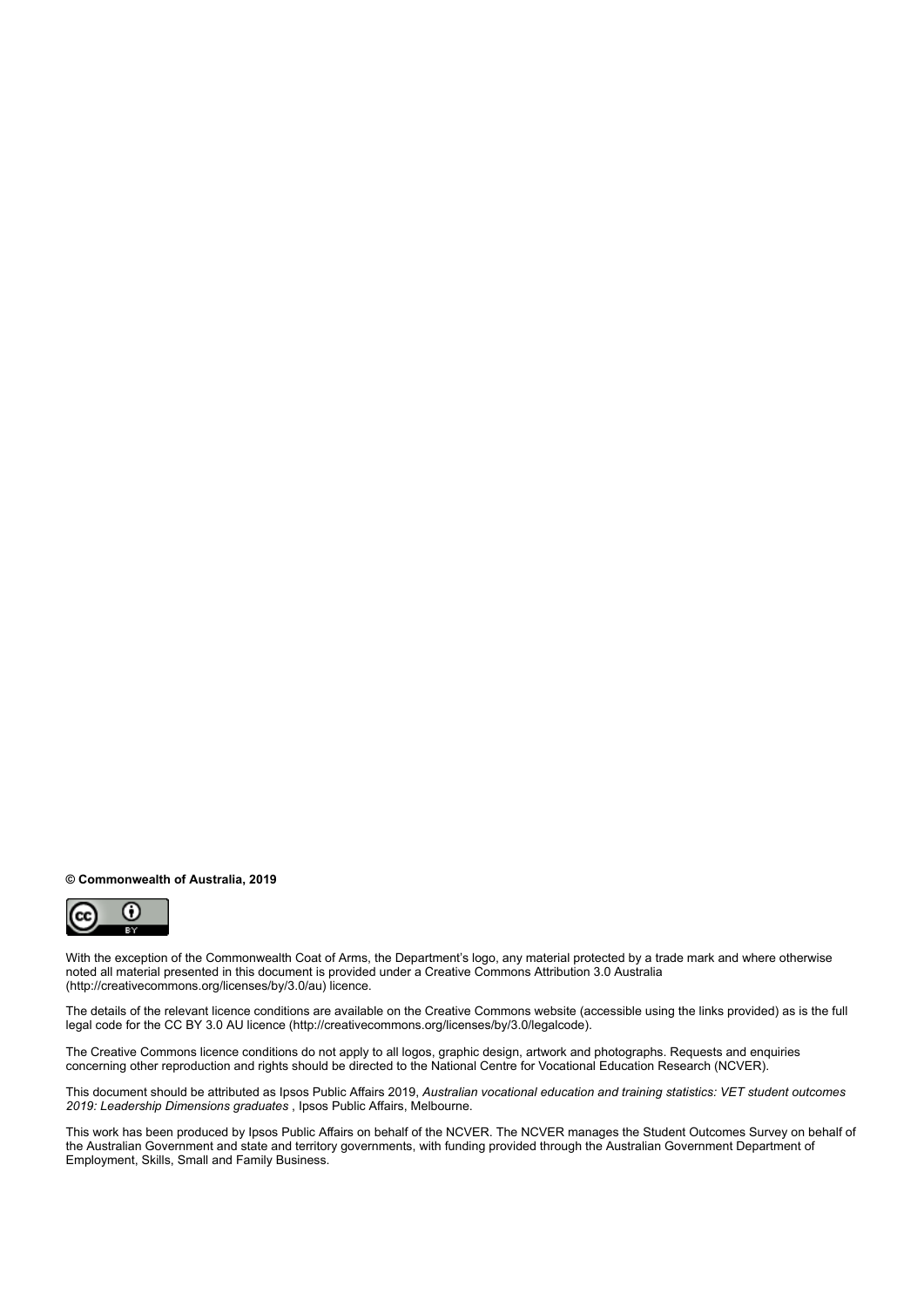**© Commonwealth of Australia, 2019**

With the exception of the Commonwealth Coat of Arms, the Department's logo, any material protected by a trade mark and where otherwise noted all material presented in this document is provided under a Creative Commons Attribution 3.0 Australia (http://creativecommons.org/licenses/by/3.0/au) licence.

The details of the relevant licence conditions are available on the Creative Commons website (accessible using the links provided) as is the full legal code for the CC BY 3.0 AU licence (http://creativecommons.org/licenses/by/3.0/legalcode).

The Creative Commons licence conditions do not apply to all logos, graphic design, artwork and photographs. Requests and enquiries concerning other reproduction and rights should be directed to the National Centre for Vocational Education Research (NCVER).

This document should be attributed as Ipsos Public Affairs 2019, *Australian vocational education and training statistics: VET student outcomes 2019: Leadership Dimensions graduates* , Ipsos Public Affairs, Melbourne.

This work has been produced by Ipsos Public Affairs on behalf of the NCVER. The NCVER manages the Student Outcomes Survey on behalf of the Australian Government and state and territory governments, with funding provided through the Australian Government Department of Employment, Skills, Small and Family Business.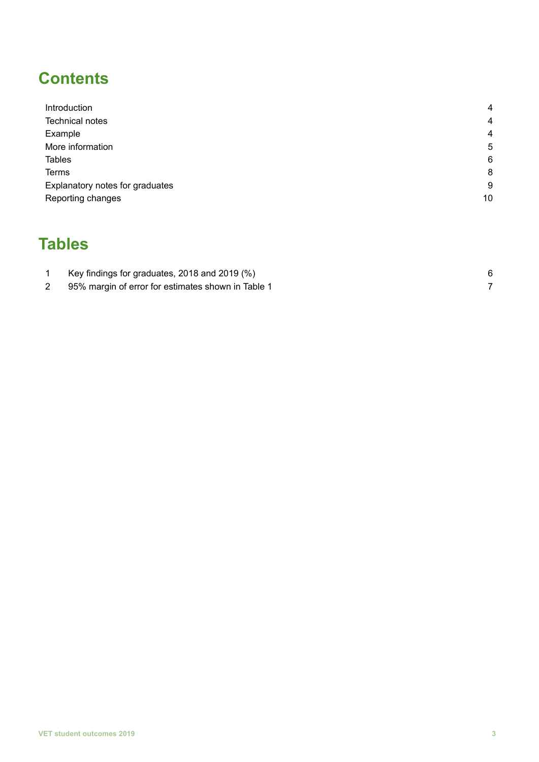## Contents

| | |
|---|---|
| Introduction | 4 |
| Technical notes | 4 |
| Example | 4 |
| More information | 5 |
| Tables | 6 |
| Terms | 8 |
| Explanatory notes for graduates | 9 |
| Reporting changes | 10 |

## Tables

| | | |
|---|---|---|
| 1 | Key findings for graduates, 2018 and 2019 (%) | 6 |
| 2 | 95% margin of error for estimates shown in Table 1 | 7 |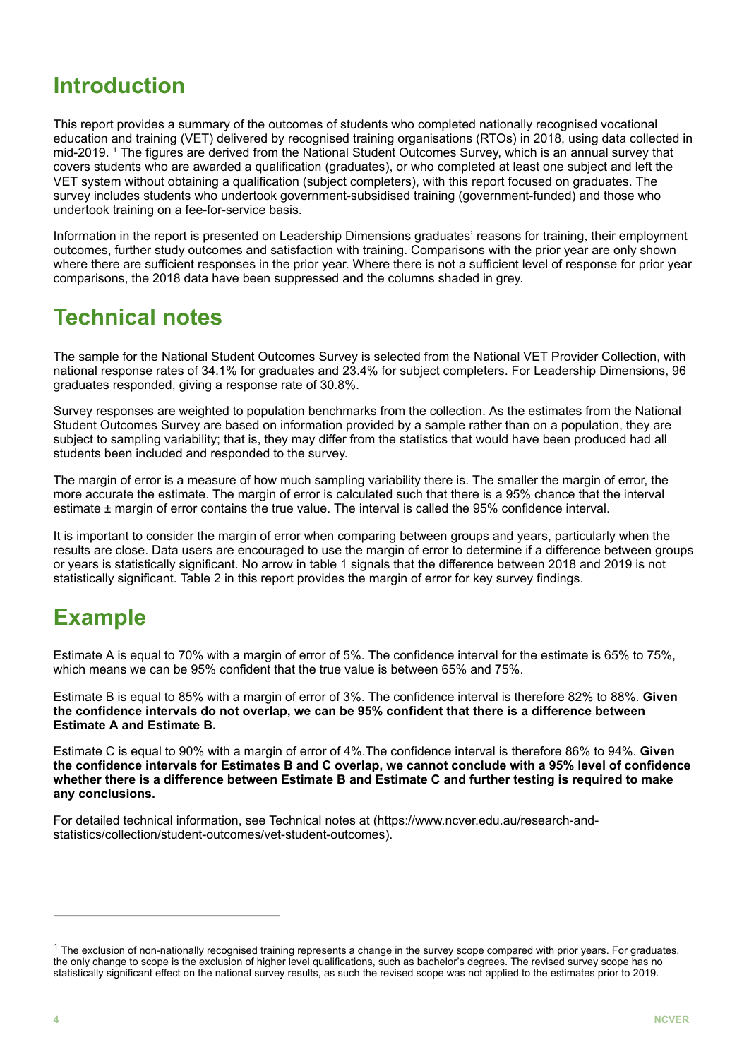## Introduction

This report provides a summary of the outcomes of students who completed nationally recognised vocational education and training (VET) delivered by recognised training organisations (RTOs) in 2018, using data collected in mid-2019. [1] The figures are derived from the National Student Outcomes Survey, which is an annual survey that covers students who are awarded a qualification (graduates), or who completed at least one subject and left the VET system without obtaining a qualification (subject completers), with this report focused on graduates. The survey includes students who undertook government-subsidised training (government-funded) and those who undertook training on a fee-for-service basis.

Information in the report is presented on Leadership Dimensions graduates' reasons for training, their employment outcomes, further study outcomes and satisfaction with training. Comparisons with the prior year are only shown where there are sufficient responses in the prior year. Where there is not a sufficient level of response for prior year comparisons, the 2018 data have been suppressed and the columns shaded in grey.

## Technical notes

The sample for the National Student Outcomes Survey is selected from the National VET Provider Collection, with national response rates of 34.1% for graduates and 23.4% for subject completers. For Leadership Dimensions, 96 graduates responded, giving a response rate of 30.8%.

Survey responses are weighted to population benchmarks from the collection. As the estimates from the National Student Outcomes Survey are based on information provided by a sample rather than on a population, they are subject to sampling variability; that is, they may differ from the statistics that would have been produced had all students been included and responded to the survey.

The margin of error is a measure of how much sampling variability there is. The smaller the margin of error, the more accurate the estimate. The margin of error is calculated such that there is a 95% chance that the interval estimate ± margin of error contains the true value. The interval is called the 95% confidence interval.

It is important to consider the margin of error when comparing between groups and years, particularly when the results are close. Data users are encouraged to use the margin of error to determine if a difference between groups or years is statistically significant. No arrow in table 1 signals that the difference between 2018 and 2019 is not statistically significant. Table 2 in this report provides the margin of error for key survey findings.

## Example

Estimate A is equal to 70% with a margin of error of 5%. The confidence interval for the estimate is 65% to 75%, which means we can be 95% confident that the true value is between 65% and 75%.

Estimate B is equal to 85% with a margin of error of 3%. The confidence interval is therefore 82% to 88%. **Given the confidence intervals do not overlap, we can be 95% confident that there is a difference between Estimate A and Estimate B.**

Estimate C is equal to 90% with a margin of error of 4%.The confidence interval is therefore 86% to 94%. **Given the confidence intervals for Estimates B and C overlap, we cannot conclude with a 95% level of confidence whether there is a difference between Estimate B and Estimate C and further testing is required to make any conclusions.**

For detailed technical information, see Technical notes at (https://www.ncver.edu.au/research-and-statistics/collection/student-outcomes/vet-student-outcomes).

---

[1] The exclusion of non-nationally recognised training represents a change in the survey scope compared with prior years. For graduates, the only change to scope is the exclusion of higher level qualifications, such as bachelor's degrees. The revised survey scope has no statistically significant effect on the national survey results, as such the revised scope was not applied to the estimates prior to 2019.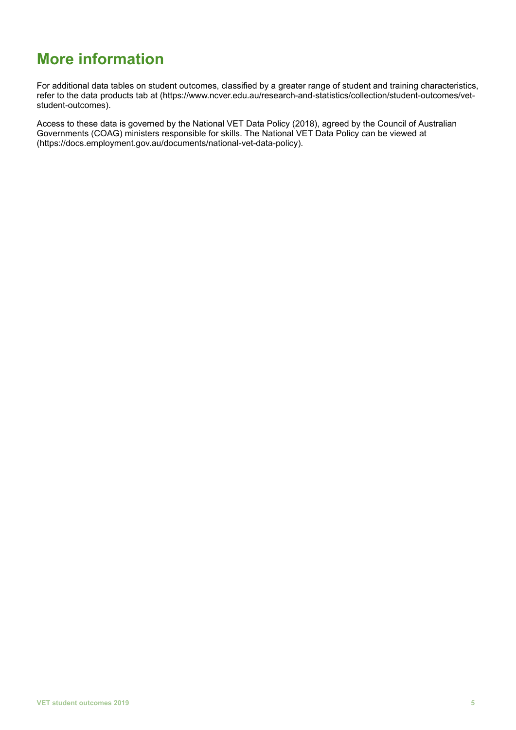# More information

For additional data tables on student outcomes, classified by a greater range of student and training characteristics, refer to the data products tab at (https://www.ncver.edu.au/research-and-statistics/collection/student-outcomes/vet-student-outcomes).

Access to these data is governed by the National VET Data Policy (2018), agreed by the Council of Australian Governments (COAG) ministers responsible for skills. The National VET Data Policy can be viewed at (https://docs.employment.gov.au/documents/national-vet-data-policy).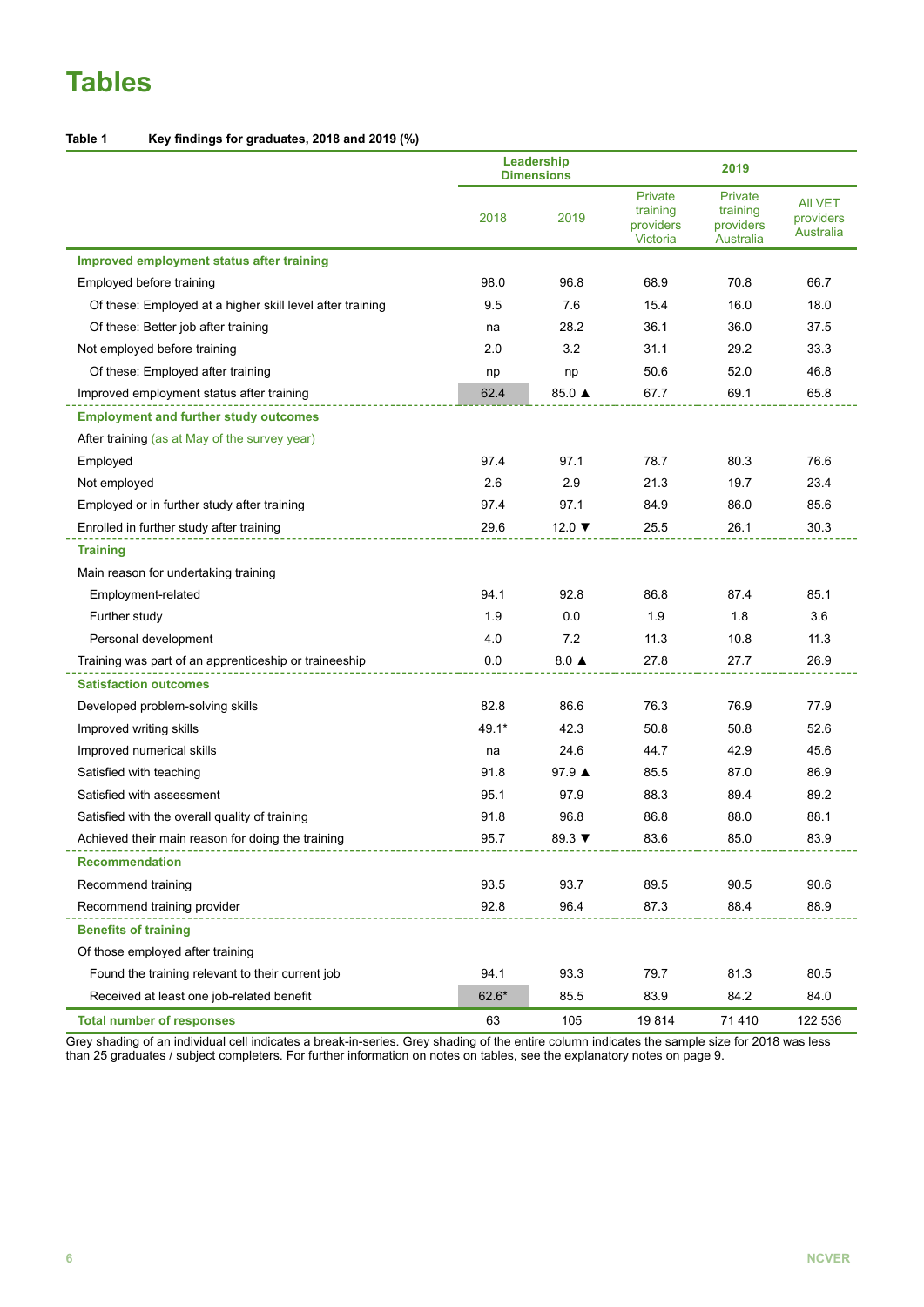# Tables

**Table 1 Key findings for graduates, 2018 and 2019 (%)**

| | Leadership Dimensions | | 2019 | | |
|---|---|---|---|---|---|
| | 2018 | 2019 | Private training providers Victoria | Private training providers Australia | All VET providers Australia |
| **Improved employment status after training** | | | | | |
| Employed before training | 98.0 | 96.8 | 68.9 | 70.8 | 66.7 |
| Of these: Employed at a higher skill level after training | 9.5 | 7.6 | 15.4 | 16.0 | 18.0 |
| Of these: Better job after training | na | 28.2 | 36.1 | 36.0 | 37.5 |
| Not employed before training | 2.0 | 3.2 | 31.1 | 29.2 | 33.3 |
| Of these: Employed after training | np | np | 50.6 | 52.0 | 46.8 |
| Improved employment status after training | 62.4 | 85.0 ▲ | 67.7 | 69.1 | 65.8 |
| **Employment and further study outcomes** | | | | | |
| After training (as at May of the survey year) | | | | | |
| Employed | 97.4 | 97.1 | 78.7 | 80.3 | 76.6 |
| Not employed | 2.6 | 2.9 | 21.3 | 19.7 | 23.4 |
| Employed or in further study after training | 97.4 | 97.1 | 84.9 | 86.0 | 85.6 |
| Enrolled in further study after training | 29.6 | 12.0 ▼ | 25.5 | 26.1 | 30.3 |
| **Training** | | | | | |
| Main reason for undertaking training | | | | | |
| Employment-related | 94.1 | 92.8 | 86.8 | 87.4 | 85.1 |
| Further study | 1.9 | 0.0 | 1.9 | 1.8 | 3.6 |
| Personal development | 4.0 | 7.2 | 11.3 | 10.8 | 11.3 |
| Training was part of an apprenticeship or traineeship | 0.0 | 8.0 ▲ | 27.8 | 27.7 | 26.9 |
| **Satisfaction outcomes** | | | | | |
| Developed problem-solving skills | 82.8 | 86.6 | 76.3 | 76.9 | 77.9 |
| Improved writing skills | 49.1* | 42.3 | 50.8 | 50.8 | 52.6 |
| Improved numerical skills | na | 24.6 | 44.7 | 42.9 | 45.6 |
| Satisfied with teaching | 91.8 | 97.9 ▲ | 85.5 | 87.0 | 86.9 |
| Satisfied with assessment | 95.1 | 97.9 | 88.3 | 89.4 | 89.2 |
| Satisfied with the overall quality of training | 91.8 | 96.8 | 86.8 | 88.0 | 88.1 |
| Achieved their main reason for doing the training | 95.7 | 89.3 ▼ | 83.6 | 85.0 | 83.9 |
| **Recommendation** | | | | | |
| Recommend training | 93.5 | 93.7 | 89.5 | 90.5 | 90.6 |
| Recommend training provider | 92.8 | 96.4 | 87.3 | 88.4 | 88.9 |
| **Benefits of training** | | | | | |
| Of those employed after training | | | | | |
| Found the training relevant to their current job | 94.1 | 93.3 | 79.7 | 81.3 | 80.5 |
| Received at least one job-related benefit | 62.6* | 85.5 | 83.9 | 84.2 | 84.0 |
| **Total number of responses** | 63 | 105 | 19 814 | 71 410 | 122 536 |

Grey shading of an individual cell indicates a break-in-series. Grey shading of the entire column indicates the sample size for 2018 was less than 25 graduates / subject completers. For further information on notes on tables, see the explanatory notes on page 9.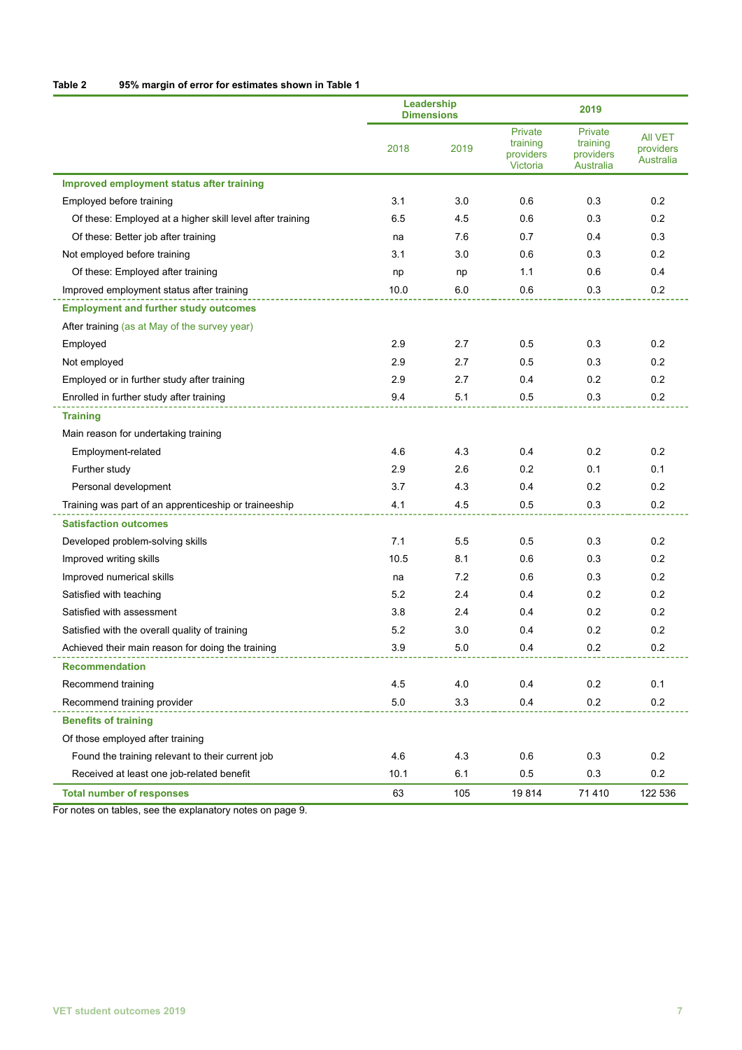**Table 2 95% margin of error for estimates shown in Table 1**

| | Leadership Dimensions | | 2019 | | |
|---|---|---|---|---|---|
| | 2018 | 2019 | Private training providers Victoria | Private training providers Australia | All VET providers Australia |
| **Improved employment status after training** | | | | | |
| Employed before training | 3.1 | 3.0 | 0.6 | 0.3 | 0.2 |
| Of these: Employed at a higher skill level after training | 6.5 | 4.5 | 0.6 | 0.3 | 0.2 |
| Of these: Better job after training | na | 7.6 | 0.7 | 0.4 | 0.3 |
| Not employed before training | 3.1 | 3.0 | 0.6 | 0.3 | 0.2 |
| Of these: Employed after training | np | np | 1.1 | 0.6 | 0.4 |
| Improved employment status after training | 10.0 | 6.0 | 0.6 | 0.3 | 0.2 |
| **Employment and further study outcomes** | | | | | |
| After training (as at May of the survey year) | | | | | |
| Employed | 2.9 | 2.7 | 0.5 | 0.3 | 0.2 |
| Not employed | 2.9 | 2.7 | 0.5 | 0.3 | 0.2 |
| Employed or in further study after training | 2.9 | 2.7 | 0.4 | 0.2 | 0.2 |
| Enrolled in further study after training | 9.4 | 5.1 | 0.5 | 0.3 | 0.2 |
| **Training** | | | | | |
| Main reason for undertaking training | | | | | |
| Employment-related | 4.6 | 4.3 | 0.4 | 0.2 | 0.2 |
| Further study | 2.9 | 2.6 | 0.2 | 0.1 | 0.1 |
| Personal development | 3.7 | 4.3 | 0.4 | 0.2 | 0.2 |
| Training was part of an apprenticeship or traineeship | 4.1 | 4.5 | 0.5 | 0.3 | 0.2 |
| **Satisfaction outcomes** | | | | | |
| Developed problem-solving skills | 7.1 | 5.5 | 0.5 | 0.3 | 0.2 |
| Improved writing skills | 10.5 | 8.1 | 0.6 | 0.3 | 0.2 |
| Improved numerical skills | na | 7.2 | 0.6 | 0.3 | 0.2 |
| Satisfied with teaching | 5.2 | 2.4 | 0.4 | 0.2 | 0.2 |
| Satisfied with assessment | 3.8 | 2.4 | 0.4 | 0.2 | 0.2 |
| Satisfied with the overall quality of training | 5.2 | 3.0 | 0.4 | 0.2 | 0.2 |
| Achieved their main reason for doing the training | 3.9 | 5.0 | 0.4 | 0.2 | 0.2 |
| **Recommendation** | | | | | |
| Recommend training | 4.5 | 4.0 | 0.4 | 0.2 | 0.1 |
| Recommend training provider | 5.0 | 3.3 | 0.4 | 0.2 | 0.2 |
| **Benefits of training** | | | | | |
| Of those employed after training | | | | | |
| Found the training relevant to their current job | 4.6 | 4.3 | 0.6 | 0.3 | 0.2 |
| Received at least one job-related benefit | 10.1 | 6.1 | 0.5 | 0.3 | 0.2 |
| **Total number of responses** | 63 | 105 | 19 814 | 71 410 | 122 536 |

For notes on tables, see the explanatory notes on page 9.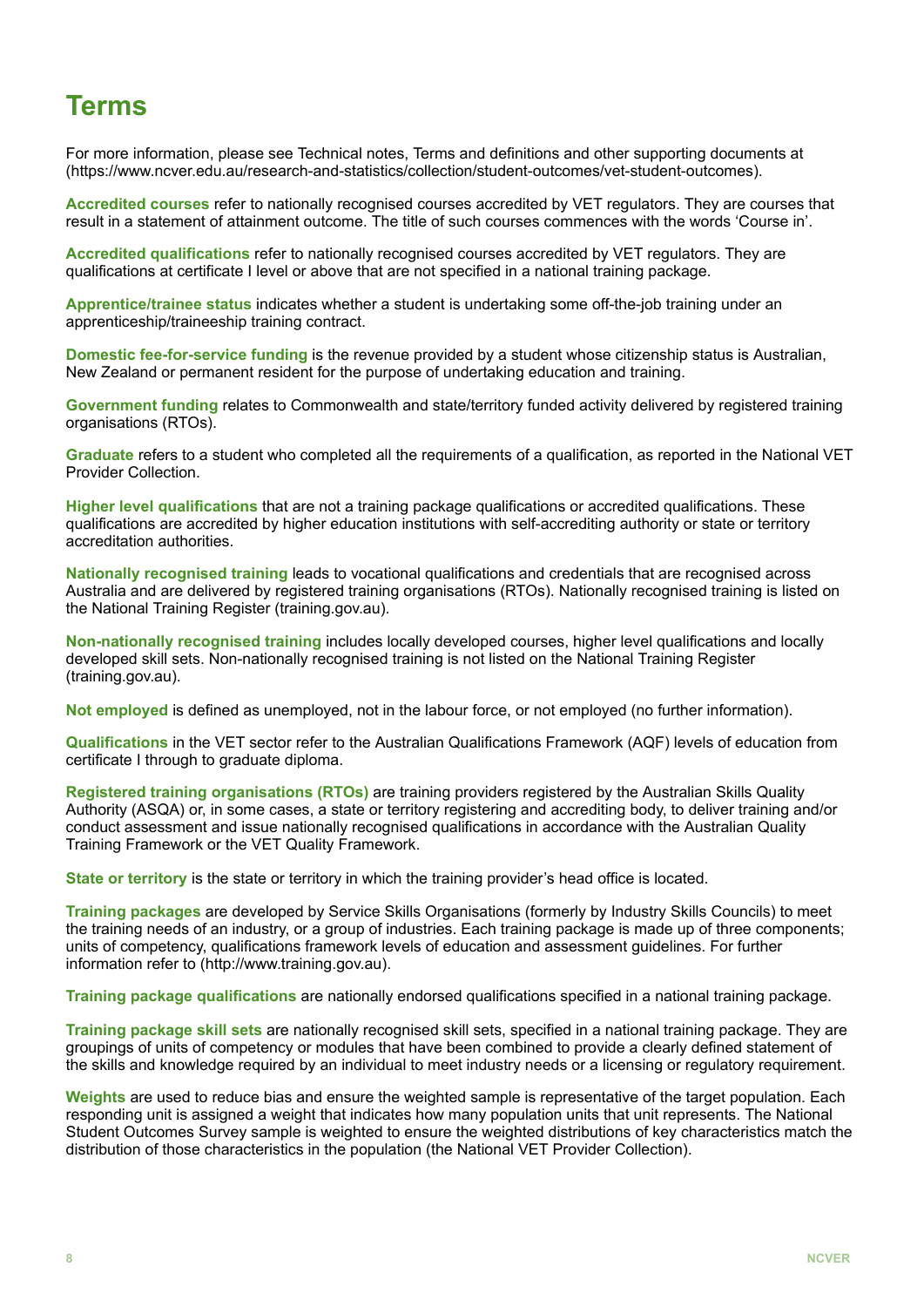# Terms

For more information, please see Technical notes, Terms and definitions and other supporting documents at (https://www.ncver.edu.au/research-and-statistics/collection/student-outcomes/vet-student-outcomes).

**Accredited courses** refer to nationally recognised courses accredited by VET regulators. They are courses that result in a statement of attainment outcome. The title of such courses commences with the words 'Course in'.

**Accredited qualifications** refer to nationally recognised courses accredited by VET regulators. They are qualifications at certificate I level or above that are not specified in a national training package.

**Apprentice/trainee status** indicates whether a student is undertaking some off-the-job training under an apprenticeship/traineeship training contract.

**Domestic fee-for-service funding** is the revenue provided by a student whose citizenship status is Australian, New Zealand or permanent resident for the purpose of undertaking education and training.

**Government funding** relates to Commonwealth and state/territory funded activity delivered by registered training organisations (RTOs).

**Graduate** refers to a student who completed all the requirements of a qualification, as reported in the National VET Provider Collection.

**Higher level qualifications** that are not a training package qualifications or accredited qualifications. These qualifications are accredited by higher education institutions with self-accrediting authority or state or territory accreditation authorities.

**Nationally recognised training** leads to vocational qualifications and credentials that are recognised across Australia and are delivered by registered training organisations (RTOs). Nationally recognised training is listed on the National Training Register (training.gov.au).

**Non-nationally recognised training** includes locally developed courses, higher level qualifications and locally developed skill sets. Non-nationally recognised training is not listed on the National Training Register (training.gov.au).

**Not employed** is defined as unemployed, not in the labour force, or not employed (no further information).

**Qualifications** in the VET sector refer to the Australian Qualifications Framework (AQF) levels of education from certificate I through to graduate diploma.

**Registered training organisations (RTOs)** are training providers registered by the Australian Skills Quality Authority (ASQA) or, in some cases, a state or territory registering and accrediting body, to deliver training and/or conduct assessment and issue nationally recognised qualifications in accordance with the Australian Quality Training Framework or the VET Quality Framework.

**State or territory** is the state or territory in which the training provider's head office is located.

**Training packages** are developed by Service Skills Organisations (formerly by Industry Skills Councils) to meet the training needs of an industry, or a group of industries. Each training package is made up of three components; units of competency, qualifications framework levels of education and assessment guidelines. For further information refer to (http://www.training.gov.au).

**Training package qualifications** are nationally endorsed qualifications specified in a national training package.

**Training package skill sets** are nationally recognised skill sets, specified in a national training package. They are groupings of units of competency or modules that have been combined to provide a clearly defined statement of the skills and knowledge required by an individual to meet industry needs or a licensing or regulatory requirement.

**Weights** are used to reduce bias and ensure the weighted sample is representative of the target population. Each responding unit is assigned a weight that indicates how many population units that unit represents. The National Student Outcomes Survey sample is weighted to ensure the weighted distributions of key characteristics match the distribution of those characteristics in the population (the National VET Provider Collection).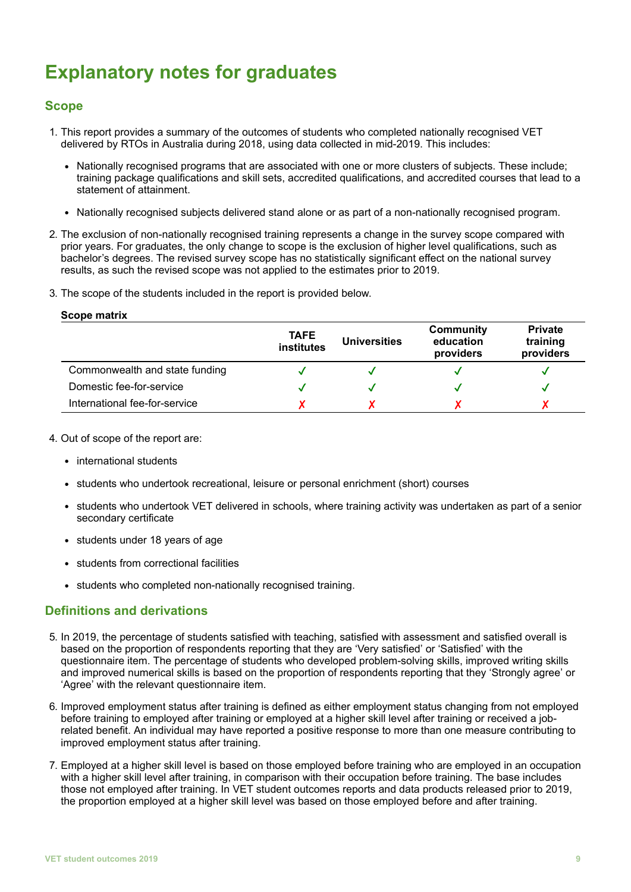# Explanatory notes for graduates

## Scope

1. This report provides a summary of the outcomes of students who completed nationally recognised VET delivered by RTOs in Australia during 2018, using data collected in mid-2019. This includes:

   - Nationally recognised programs that are associated with one or more clusters of subjects. These include; training package qualifications and skill sets, accredited qualifications, and accredited courses that lead to a statement of attainment.

   - Nationally recognised subjects delivered stand alone or as part of a non-nationally recognised program.

2. The exclusion of non-nationally recognised training represents a change in the survey scope compared with prior years. For graduates, the only change to scope is the exclusion of higher level qualifications, such as bachelor's degrees. The revised survey scope has no statistically significant effect on the national survey results, as such the revised scope was not applied to the estimates prior to 2019.

3. The scope of the students included in the report is provided below.

**Scope matrix**

| | TAFE institutes | Universities | Community education providers | Private training providers |
|---|---|---|---|---|
| Commonwealth and state funding | ✓ | ✓ | ✓ | ✓ |
| Domestic fee-for-service | ✓ | ✓ | ✓ | ✓ |
| International fee-for-service | ✗ | ✗ | ✗ | ✗ |

4. Out of scope of the report are:

   - international students

   - students who undertook recreational, leisure or personal enrichment (short) courses

   - students who undertook VET delivered in schools, where training activity was undertaken as part of a senior secondary certificate

   - students under 18 years of age

   - students from correctional facilities

   - students who completed non-nationally recognised training.

## Definitions and derivations

5. In 2019, the percentage of students satisfied with teaching, satisfied with assessment and satisfied overall is based on the proportion of respondents reporting that they are 'Very satisfied' or 'Satisfied' with the questionnaire item. The percentage of students who developed problem-solving skills, improved writing skills and improved numerical skills is based on the proportion of respondents reporting that they 'Strongly agree' or 'Agree' with the relevant questionnaire item.

6. Improved employment status after training is defined as either employment status changing from not employed before training to employed after training or employed at a higher skill level after training or received a job-related benefit. An individual may have reported a positive response to more than one measure contributing to improved employment status after training.

7. Employed at a higher skill level is based on those employed before training who are employed in an occupation with a higher skill level after training, in comparison with their occupation before training. The base includes those not employed after training. In VET student outcomes reports and data products released prior to 2019, the proportion employed at a higher skill level was based on those employed before and after training.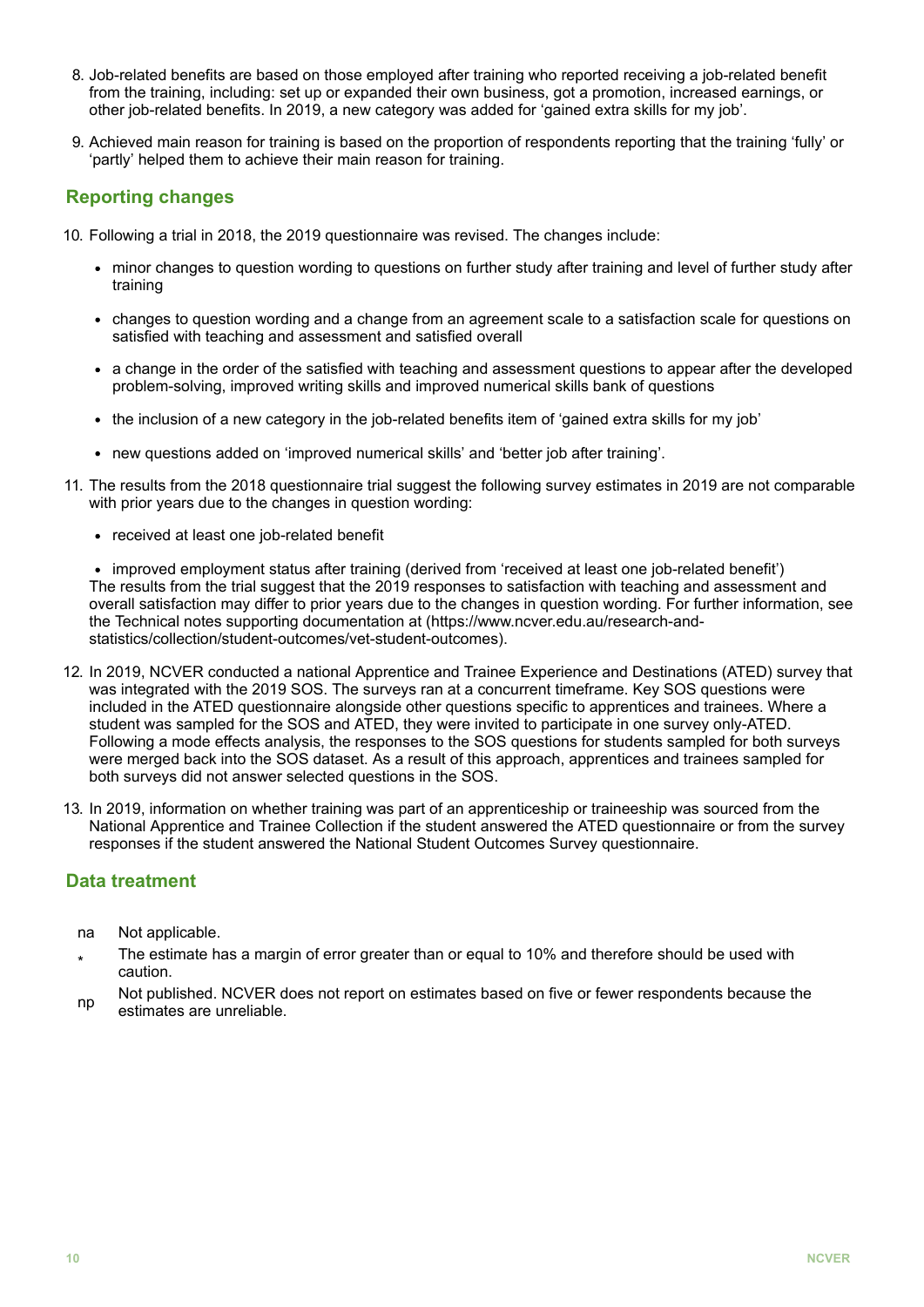8. Job-related benefits are based on those employed after training who reported receiving a job-related benefit from the training, including: set up or expanded their own business, got a promotion, increased earnings, or other job-related benefits. In 2019, a new category was added for 'gained extra skills for my job'.

9. Achieved main reason for training is based on the proportion of respondents reporting that the training 'fully' or 'partly' helped them to achieve their main reason for training.

## Reporting changes

10. Following a trial in 2018, the 2019 questionnaire was revised. The changes include:

    - minor changes to question wording to questions on further study after training and level of further study after training
    - changes to question wording and a change from an agreement scale to a satisfaction scale for questions on satisfied with teaching and assessment and satisfied overall
    - a change in the order of the satisfied with teaching and assessment questions to appear after the developed problem-solving, improved writing skills and improved numerical skills bank of questions
    - the inclusion of a new category in the job-related benefits item of 'gained extra skills for my job'
    - new questions added on 'improved numerical skills' and 'better job after training'.

11. The results from the 2018 questionnaire trial suggest the following survey estimates in 2019 are not comparable with prior years due to the changes in question wording:

    - received at least one job-related benefit
    - improved employment status after training (derived from 'received at least one job-related benefit')

    The results from the trial suggest that the 2019 responses to satisfaction with teaching and assessment and overall satisfaction may differ to prior years due to the changes in question wording. For further information, see the Technical notes supporting documentation at (https://www.ncver.edu.au/research-and-statistics/collection/student-outcomes/vet-student-outcomes).

12. In 2019, NCVER conducted a national Apprentice and Trainee Experience and Destinations (ATED) survey that was integrated with the 2019 SOS. The surveys ran at a concurrent timeframe. Key SOS questions were included in the ATED questionnaire alongside other questions specific to apprentices and trainees. Where a student was sampled for the SOS and ATED, they were invited to participate in one survey only-ATED. Following a mode effects analysis, the responses to the SOS questions for students sampled for both surveys were merged back into the SOS dataset. As a result of this approach, apprentices and trainees sampled for both surveys did not answer selected questions in the SOS.

13. In 2019, information on whether training was part of an apprenticeship or traineeship was sourced from the National Apprentice and Trainee Collection if the student answered the ATED questionnaire or from the survey responses if the student answered the National Student Outcomes Survey questionnaire.

## Data treatment

| | |
|---|---|
| na | Not applicable. |
| * | The estimate has a margin of error greater than or equal to 10% and therefore should be used with caution. |
| np | Not published. NCVER does not report on estimates based on five or fewer respondents because the estimates are unreliable. |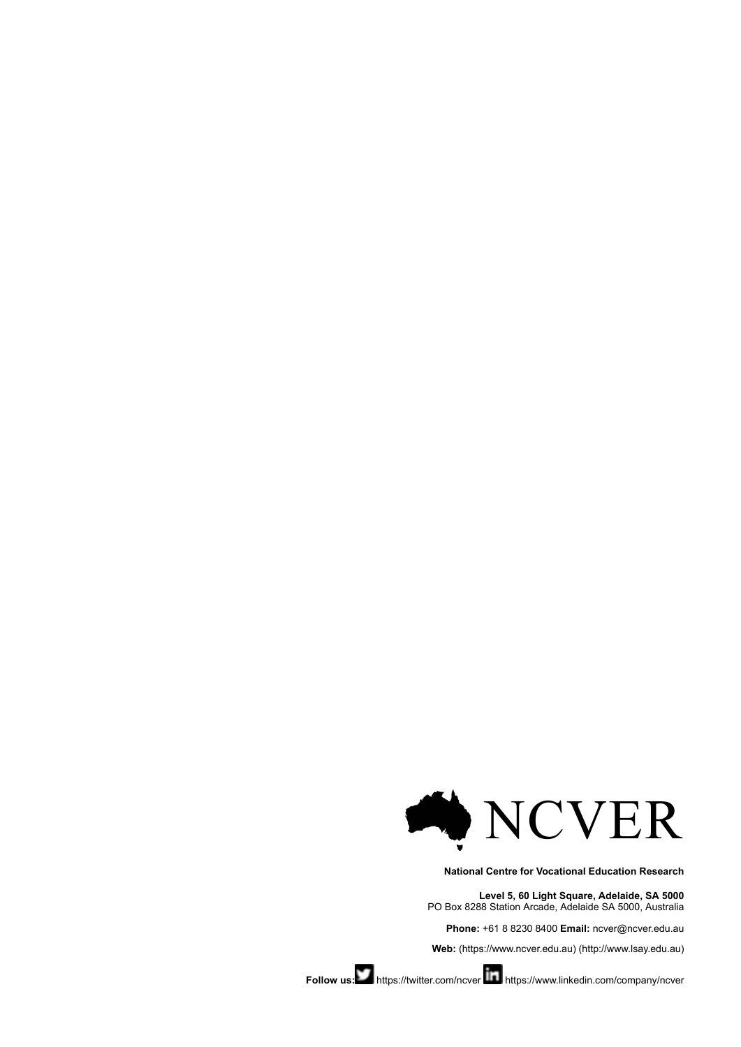NCVER

**National Centre for Vocational Education Research**

**Level 5, 60 Light Square, Adelaide, SA 5000**
PO Box 8288 Station Arcade, Adelaide SA 5000, Australia

**Phone:** +61 8 8230 8400 **Email:** ncver@ncver.edu.au

**Web:** (https://www.ncver.edu.au) (http://www.lsay.edu.au)

**Follow us:** https://twitter.com/ncver https://www.linkedin.com/company/ncver